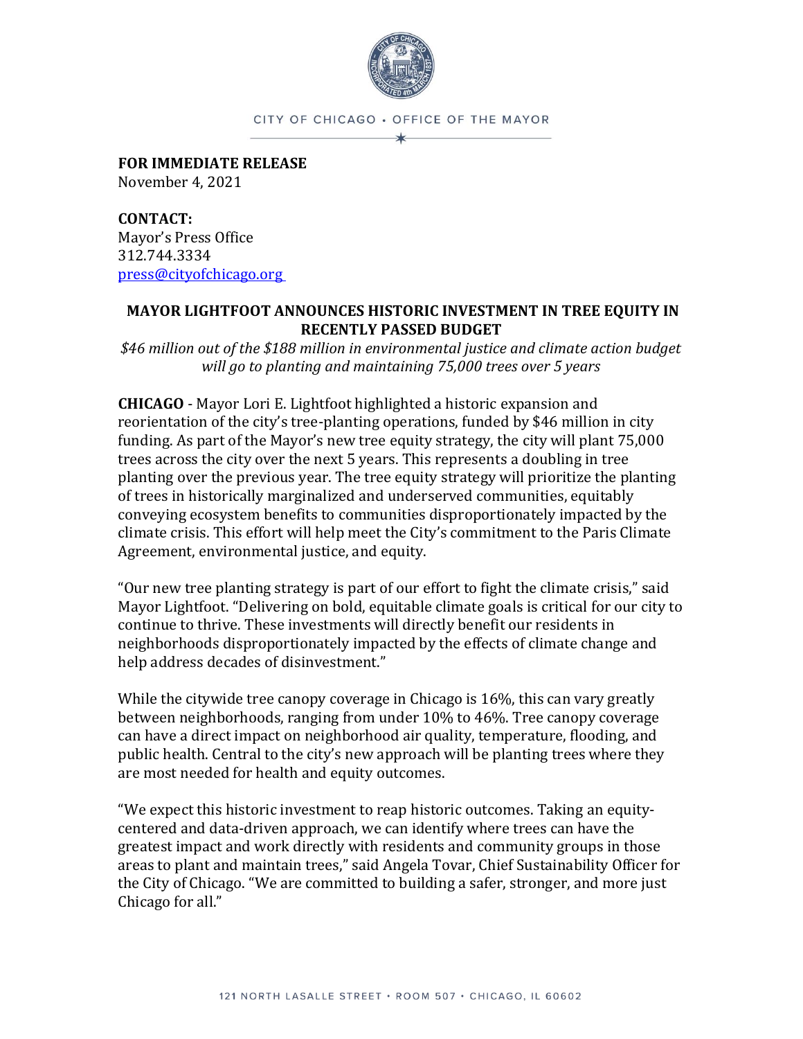CITY OF CHICAGO • OFFICE OF THE MAYOR

**FOR IMMEDIATE RELEASE**
November 4, 2021

**CONTACT:**
Mayor's Press Office
312.744.3334
press@cityofchicago.org

## MAYOR LIGHTFOOT ANNOUNCES HISTORIC INVESTMENT IN TREE EQUITY IN RECENTLY PASSED BUDGET

*$46 million out of the $188 million in environmental justice and climate action budget will go to planting and maintaining 75,000 trees over 5 years*

**CHICAGO** - Mayor Lori E. Lightfoot highlighted a historic expansion and reorientation of the city's tree-planting operations, funded by $46 million in city funding. As part of the Mayor's new tree equity strategy, the city will plant 75,000 trees across the city over the next 5 years. This represents a doubling in tree planting over the previous year. The tree equity strategy will prioritize the planting of trees in historically marginalized and underserved communities, equitably conveying ecosystem benefits to communities disproportionately impacted by the climate crisis. This effort will help meet the City's commitment to the Paris Climate Agreement, environmental justice, and equity.

"Our new tree planting strategy is part of our effort to fight the climate crisis," said Mayor Lightfoot. "Delivering on bold, equitable climate goals is critical for our city to continue to thrive. These investments will directly benefit our residents in neighborhoods disproportionately impacted by the effects of climate change and help address decades of disinvestment."

While the citywide tree canopy coverage in Chicago is 16%, this can vary greatly between neighborhoods, ranging from under 10% to 46%. Tree canopy coverage can have a direct impact on neighborhood air quality, temperature, flooding, and public health. Central to the city's new approach will be planting trees where they are most needed for health and equity outcomes.

"We expect this historic investment to reap historic outcomes. Taking an equity-centered and data-driven approach, we can identify where trees can have the greatest impact and work directly with residents and community groups in those areas to plant and maintain trees," said Angela Tovar, Chief Sustainability Officer for the City of Chicago. "We are committed to building a safer, stronger, and more just Chicago for all."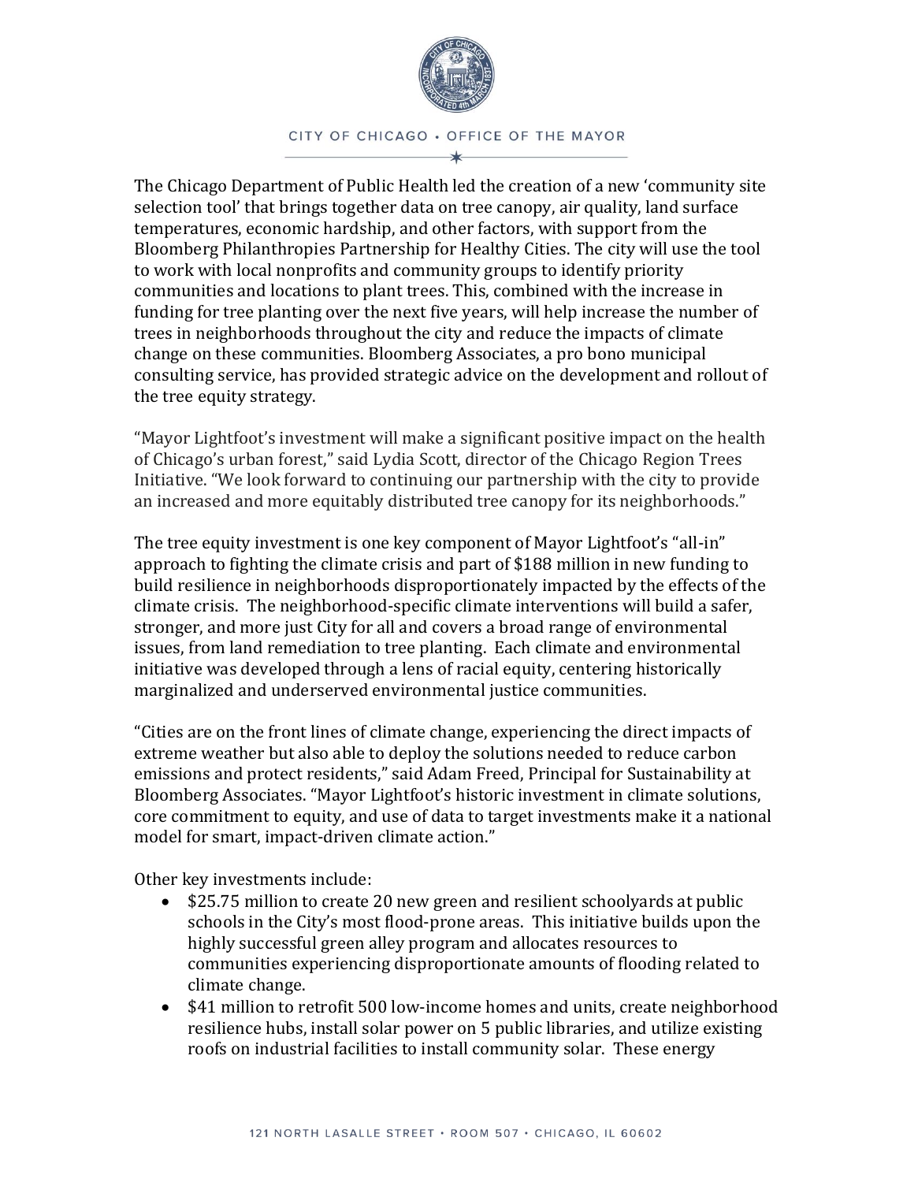The Chicago Department of Public Health led the creation of a new 'community site selection tool' that brings together data on tree canopy, air quality, land surface temperatures, economic hardship, and other factors, with support from the Bloomberg Philanthropies Partnership for Healthy Cities. The city will use the tool to work with local nonprofits and community groups to identify priority communities and locations to plant trees. This, combined with the increase in funding for tree planting over the next five years, will help increase the number of trees in neighborhoods throughout the city and reduce the impacts of climate change on these communities. Bloomberg Associates, a pro bono municipal consulting service, has provided strategic advice on the development and rollout of the tree equity strategy.

"Mayor Lightfoot's investment will make a significant positive impact on the health of Chicago's urban forest," said Lydia Scott, director of the Chicago Region Trees Initiative. "We look forward to continuing our partnership with the city to provide an increased and more equitably distributed tree canopy for its neighborhoods."

The tree equity investment is one key component of Mayor Lightfoot's "all-in" approach to fighting the climate crisis and part of $188 million in new funding to build resilience in neighborhoods disproportionately impacted by the effects of the climate crisis. The neighborhood-specific climate interventions will build a safer, stronger, and more just City for all and covers a broad range of environmental issues, from land remediation to tree planting. Each climate and environmental initiative was developed through a lens of racial equity, centering historically marginalized and underserved environmental justice communities.

"Cities are on the front lines of climate change, experiencing the direct impacts of extreme weather but also able to deploy the solutions needed to reduce carbon emissions and protect residents," said Adam Freed, Principal for Sustainability at Bloomberg Associates. "Mayor Lightfoot's historic investment in climate solutions, core commitment to equity, and use of data to target investments make it a national model for smart, impact-driven climate action."

Other key investments include:

- $25.75 million to create 20 new green and resilient schoolyards at public schools in the City's most flood-prone areas. This initiative builds upon the highly successful green alley program and allocates resources to communities experiencing disproportionate amounts of flooding related to climate change.
- $41 million to retrofit 500 low-income homes and units, create neighborhood resilience hubs, install solar power on 5 public libraries, and utilize existing roofs on industrial facilities to install community solar. These energy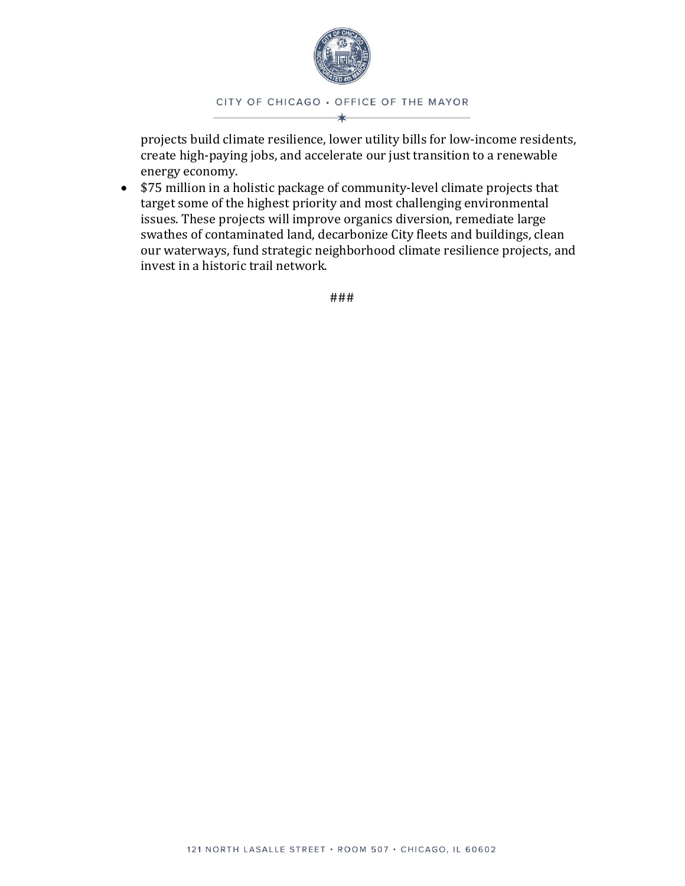projects build climate resilience, lower utility bills for low-income residents, create high-paying jobs, and accelerate our just transition to a renewable energy economy.

- $75 million in a holistic package of community-level climate projects that target some of the highest priority and most challenging environmental issues. These projects will improve organics diversion, remediate large swathes of contaminated land, decarbonize City fleets and buildings, clean our waterways, fund strategic neighborhood climate resilience projects, and invest in a historic trail network.

###